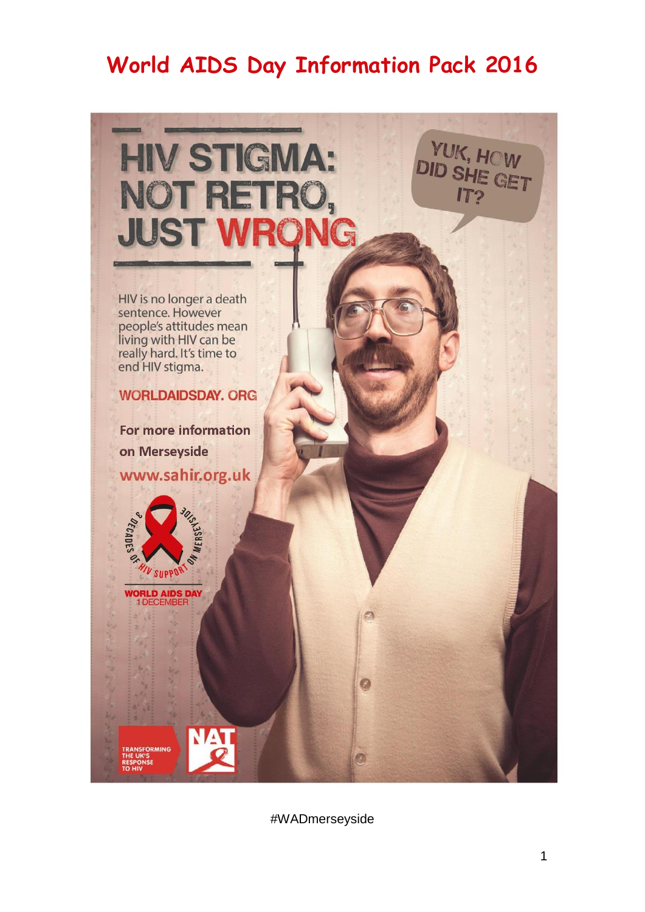# World AIDS Day Information Pack 2016

# HIV STIGMA: NOT RETRO, JUST WRONG

YUK, HOW DID SHE GET IT?

HIV is no longer a death sentence. However people's attitudes mean living with HIV can be really hard. It's time to end HIV stigma.

WORLDAIDSDAY. ORG

For more information on Merseyside

www.sahir.org.uk

3 DECADES OF HIV SUPPORT ON MERSEYSIDE

WORLD AIDS DAY
1 DECEMBER

TRANSFORMING THE UK'S RESPONSE TO HIV

NAT

#WADmerseyside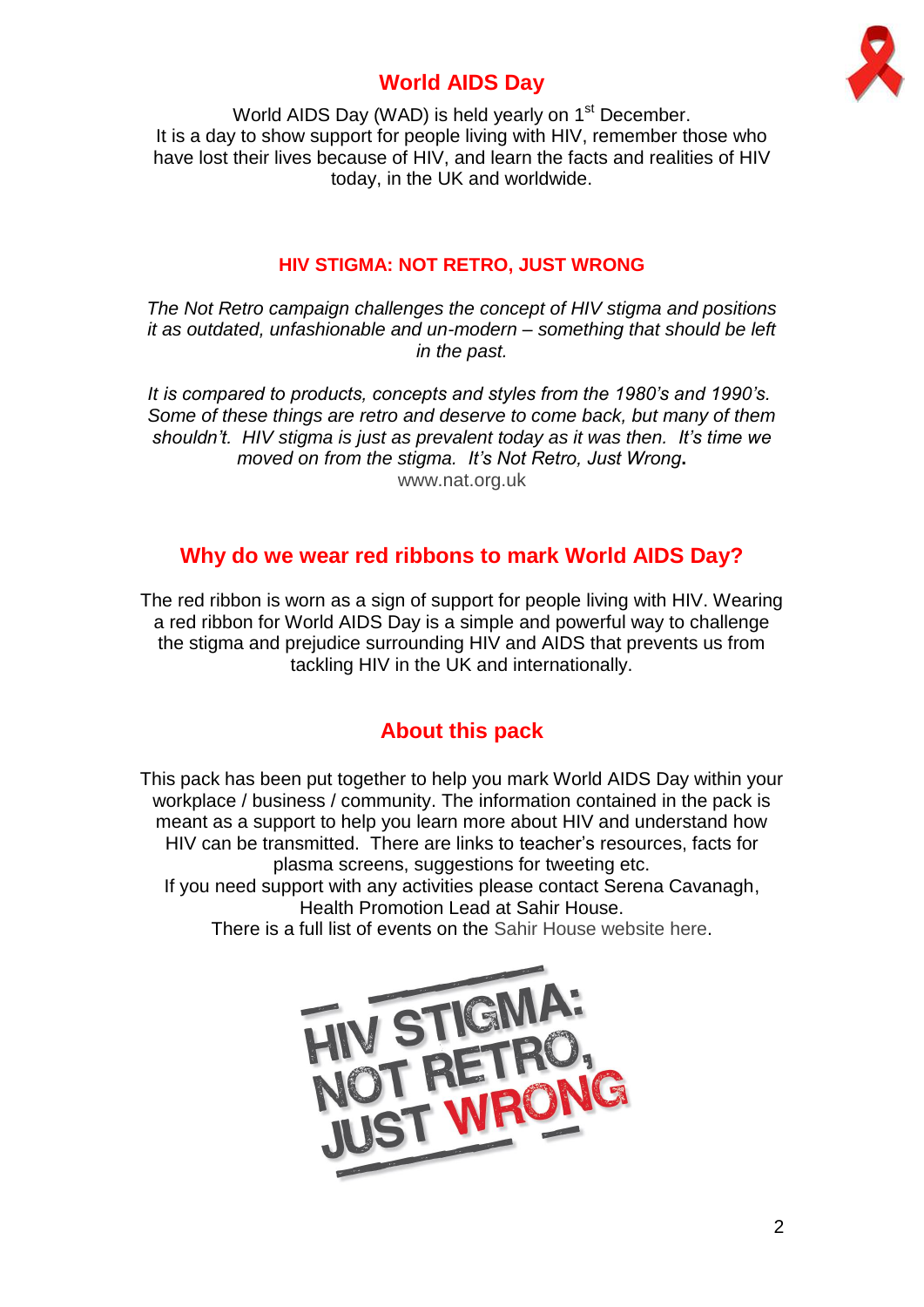## World AIDS Day

World AIDS Day (WAD) is held yearly on 1st December.
It is a day to show support for people living with HIV, remember those who have lost their lives because of HIV, and learn the facts and realities of HIV today, in the UK and worldwide.

### HIV STIGMA: NOT RETRO, JUST WRONG

*The Not Retro campaign challenges the concept of HIV stigma and positions it as outdated, unfashionable and un-modern – something that should be left in the past.*

*It is compared to products, concepts and styles from the 1980's and 1990's. Some of these things are retro and deserve to come back, but many of them shouldn't. HIV stigma is just as prevalent today as it was then. It's time we moved on from the stigma. It's Not Retro, Just Wrong***.**
www.nat.org.uk

## Why do we wear red ribbons to mark World AIDS Day?

The red ribbon is worn as a sign of support for people living with HIV. Wearing a red ribbon for World AIDS Day is a simple and powerful way to challenge the stigma and prejudice surrounding HIV and AIDS that prevents us from tackling HIV in the UK and internationally.

## About this pack

This pack has been put together to help you mark World AIDS Day within your workplace / business / community. The information contained in the pack is meant as a support to help you learn more about HIV and understand how HIV can be transmitted. There are links to teacher's resources, facts for plasma screens, suggestions for tweeting etc.
If you need support with any activities please contact Serena Cavanagh, Health Promotion Lead at Sahir House.
There is a full list of events on the Sahir House website here.

HIV STIGMA: NOT RETRO, JUST WRONG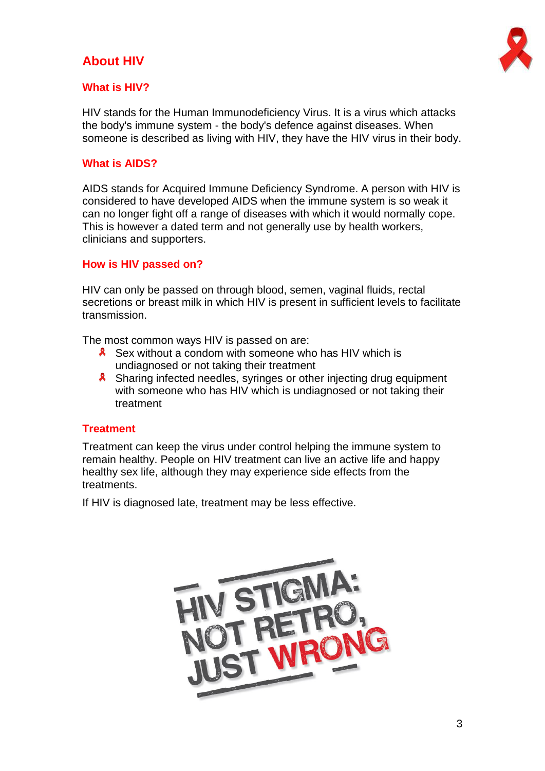# About HIV

## What is HIV?

HIV stands for the Human Immunodeficiency Virus. It is a virus which attacks the body's immune system - the body's defence against diseases. When someone is described as living with HIV, they have the HIV virus in their body.

## What is AIDS?

AIDS stands for Acquired Immune Deficiency Syndrome. A person with HIV is considered to have developed AIDS when the immune system is so weak it can no longer fight off a range of diseases with which it would normally cope. This is however a dated term and not generally use by health workers, clinicians and supporters.

## How is HIV passed on?

HIV can only be passed on through blood, semen, vaginal fluids, rectal secretions or breast milk in which HIV is present in sufficient levels to facilitate transmission.

The most common ways HIV is passed on are:

- Sex without a condom with someone who has HIV which is undiagnosed or not taking their treatment
- Sharing infected needles, syringes or other injecting drug equipment with someone who has HIV which is undiagnosed or not taking their treatment

## Treatment

Treatment can keep the virus under control helping the immune system to remain healthy. People on HIV treatment can live an active life and happy healthy sex life, although they may experience side effects from the treatments.

If HIV is diagnosed late, treatment may be less effective.

HIV STIGMA: NOT RETRO, JUST WRONG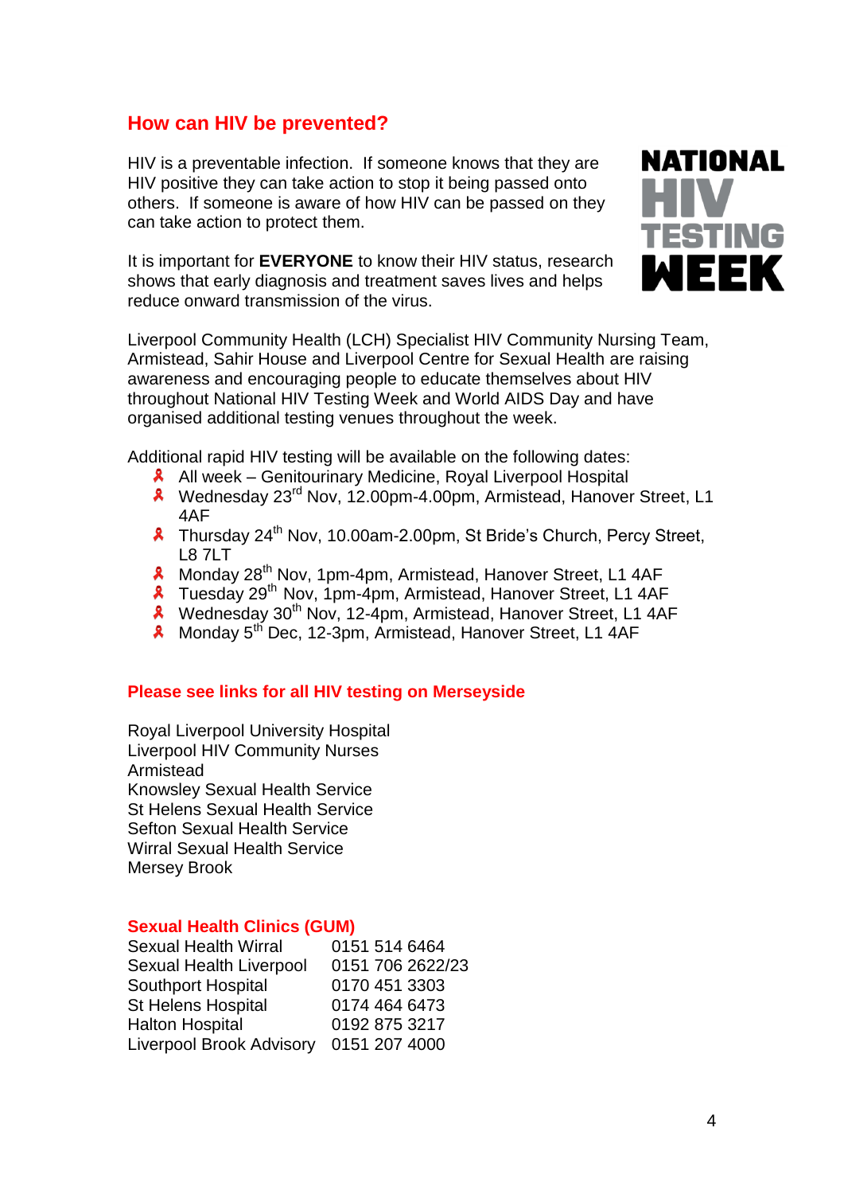## How can HIV be prevented?

NATIONAL HIV TESTING WEEK

HIV is a preventable infection. If someone knows that they are HIV positive they can take action to stop it being passed onto others. If someone is aware of how HIV can be passed on they can take action to protect them.

It is important for **EVERYONE** to know their HIV status, research shows that early diagnosis and treatment saves lives and helps reduce onward transmission of the virus.

Liverpool Community Health (LCH) Specialist HIV Community Nursing Team, Armistead, Sahir House and Liverpool Centre for Sexual Health are raising awareness and encouraging people to educate themselves about HIV throughout National HIV Testing Week and World AIDS Day and have organised additional testing venues throughout the week.

Additional rapid HIV testing will be available on the following dates:

- All week – Genitourinary Medicine, Royal Liverpool Hospital
- Wednesday 23rd Nov, 12.00pm-4.00pm, Armistead, Hanover Street, L1 4AF
- Thursday 24th Nov, 10.00am-2.00pm, St Bride's Church, Percy Street, L8 7LT
- Monday 28th Nov, 1pm-4pm, Armistead, Hanover Street, L1 4AF
- Tuesday 29th Nov, 1pm-4pm, Armistead, Hanover Street, L1 4AF
- Wednesday 30th Nov, 12-4pm, Armistead, Hanover Street, L1 4AF
- Monday 5th Dec, 12-3pm, Armistead, Hanover Street, L1 4AF

### Please see links for all HIV testing on Merseyside

Royal Liverpool University Hospital
Liverpool HIV Community Nurses
Armistead
Knowsley Sexual Health Service
St Helens Sexual Health Service
Sefton Sexual Health Service
Wirral Sexual Health Service
Mersey Brook

### Sexual Health Clinics (GUM)

| | |
|---|---|
| Sexual Health Wirral | 0151 514 6464 |
| Sexual Health Liverpool | 0151 706 2622/23 |
| Southport Hospital | 0170 451 3303 |
| St Helens Hospital | 0174 464 6473 |
| Halton Hospital | 0192 875 3217 |
| Liverpool Brook Advisory | 0151 207 4000 |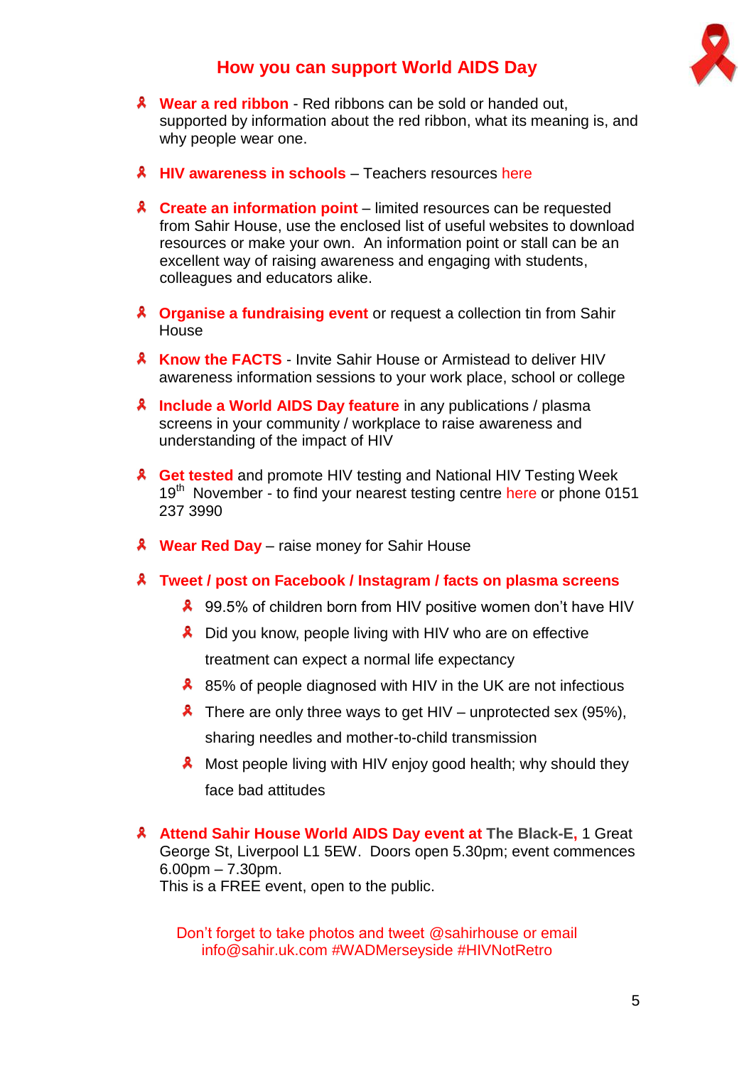# How you can support World AIDS Day

- **Wear a red ribbon** - Red ribbons can be sold or handed out, supported by information about the red ribbon, what its meaning is, and why people wear one.
- **HIV awareness in schools** – Teachers resources here
- **Create an information point** – limited resources can be requested from Sahir House, use the enclosed list of useful websites to download resources or make your own. An information point or stall can be an excellent way of raising awareness and engaging with students, colleagues and educators alike.
- **Organise a fundraising event** or request a collection tin from Sahir House
- **Know the FACTS** - Invite Sahir House or Armistead to deliver HIV awareness information sessions to your work place, school or college
- **Include a World AIDS Day feature** in any publications / plasma screens in your community / workplace to raise awareness and understanding of the impact of HIV
- **Get tested** and promote HIV testing and National HIV Testing Week 19th November - to find your nearest testing centre here or phone 0151 237 3990
- **Wear Red Day** – raise money for Sahir House
- **Tweet / post on Facebook / Instagram / facts on plasma screens**
  - 99.5% of children born from HIV positive women don't have HIV
  - Did you know, people living with HIV who are on effective treatment can expect a normal life expectancy
  - 85% of people diagnosed with HIV in the UK are not infectious
  - There are only three ways to get HIV – unprotected sex (95%), sharing needles and mother-to-child transmission
  - Most people living with HIV enjoy good health; why should they face bad attitudes
- **Attend Sahir House World AIDS Day event at The Black-E,** 1 Great George St, Liverpool L1 5EW. Doors open 5.30pm; event commences 6.00pm – 7.30pm.
  This is a FREE event, open to the public.

Don't forget to take photos and tweet @sahirhouse or email info@sahir.uk.com #WADMerseyside #HIVNotRetro